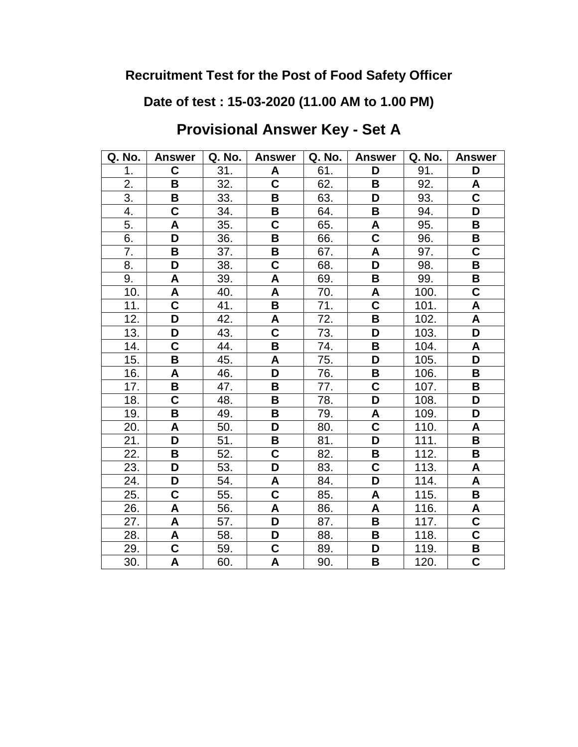## Recruitment Test for the Post of Food Safety Officer

## Date of test : 15-03-2020 (11.00 AM to 1.00 PM)

# Provisional Answer Key - Set A

| Q. No. | Answer | Q. No. | Answer | Q. No. | Answer | Q. No. | Answer |
|---|---|---|---|---|---|---|---|
| 1. | **C** | 31. | **A** | 61. | **D** | 91. | **D** |
| 2. | **B** | 32. | **C** | 62. | **B** | 92. | **A** |
| 3. | **B** | 33. | **B** | 63. | **D** | 93. | **C** |
| 4. | **C** | 34. | **B** | 64. | **B** | 94. | **D** |
| 5. | **A** | 35. | **C** | 65. | **A** | 95. | **B** |
| 6. | **D** | 36. | **B** | 66. | **C** | 96. | **B** |
| 7. | **B** | 37. | **B** | 67. | **A** | 97. | **C** |
| 8. | **D** | 38. | **C** | 68. | **D** | 98. | **B** |
| 9. | **A** | 39. | **A** | 69. | **B** | 99. | **B** |
| 10. | **A** | 40. | **A** | 70. | **A** | 100. | **C** |
| 11. | **C** | 41. | **B** | 71. | **C** | 101. | **A** |
| 12. | **D** | 42. | **A** | 72. | **B** | 102. | **A** |
| 13. | **D** | 43. | **C** | 73. | **D** | 103. | **D** |
| 14. | **C** | 44. | **B** | 74. | **B** | 104. | **A** |
| 15. | **B** | 45. | **A** | 75. | **D** | 105. | **D** |
| 16. | **A** | 46. | **D** | 76. | **B** | 106. | **B** |
| 17. | **B** | 47. | **B** | 77. | **C** | 107. | **B** |
| 18. | **C** | 48. | **B** | 78. | **D** | 108. | **D** |
| 19. | **B** | 49. | **B** | 79. | **A** | 109. | **D** |
| 20. | **A** | 50. | **D** | 80. | **C** | 110. | **A** |
| 21. | **D** | 51. | **B** | 81. | **D** | 111. | **B** |
| 22. | **B** | 52. | **C** | 82. | **B** | 112. | **B** |
| 23. | **D** | 53. | **D** | 83. | **C** | 113. | **A** |
| 24. | **D** | 54. | **A** | 84. | **D** | 114. | **A** |
| 25. | **C** | 55. | **C** | 85. | **A** | 115. | **B** |
| 26. | **A** | 56. | **A** | 86. | **A** | 116. | **A** |
| 27. | **A** | 57. | **D** | 87. | **B** | 117. | **C** |
| 28. | **A** | 58. | **D** | 88. | **B** | 118. | **C** |
| 29. | **C** | 59. | **C** | 89. | **D** | 119. | **B** |
| 30. | **A** | 60. | **A** | 90. | **B** | 120. | **C** |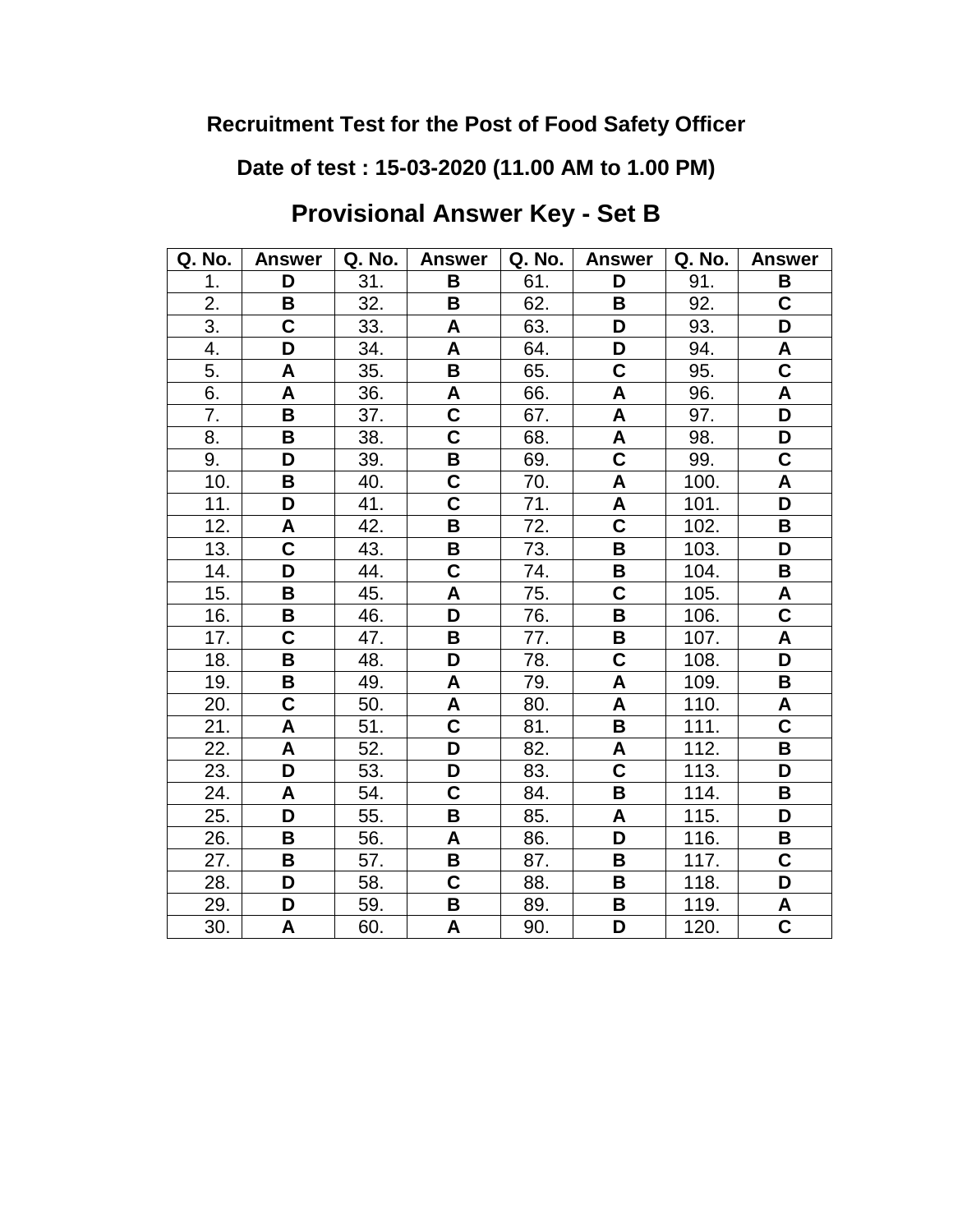**Recruitment Test for the Post of Food Safety Officer**

**Date of test : 15-03-2020 (11.00 AM to 1.00 PM)**

## Provisional Answer Key - Set B

| Q. No. | Answer | Q. No. | Answer | Q. No. | Answer | Q. No. | Answer |
|---|---|---|---|---|---|---|---|
| 1. | **D** | 31. | **B** | 61. | **D** | 91. | **B** |
| 2. | **B** | 32. | **B** | 62. | **B** | 92. | **C** |
| 3. | **C** | 33. | **A** | 63. | **D** | 93. | **D** |
| 4. | **D** | 34. | **A** | 64. | **D** | 94. | **A** |
| 5. | **A** | 35. | **B** | 65. | **C** | 95. | **C** |
| 6. | **A** | 36. | **A** | 66. | **A** | 96. | **A** |
| 7. | **B** | 37. | **C** | 67. | **A** | 97. | **D** |
| 8. | **B** | 38. | **C** | 68. | **A** | 98. | **D** |
| 9. | **D** | 39. | **B** | 69. | **C** | 99. | **C** |
| 10. | **B** | 40. | **C** | 70. | **A** | 100. | **A** |
| 11. | **D** | 41. | **C** | 71. | **A** | 101. | **D** |
| 12. | **A** | 42. | **B** | 72. | **C** | 102. | **B** |
| 13. | **C** | 43. | **B** | 73. | **B** | 103. | **D** |
| 14. | **D** | 44. | **C** | 74. | **B** | 104. | **B** |
| 15. | **B** | 45. | **A** | 75. | **C** | 105. | **A** |
| 16. | **B** | 46. | **D** | 76. | **B** | 106. | **C** |
| 17. | **C** | 47. | **B** | 77. | **B** | 107. | **A** |
| 18. | **B** | 48. | **D** | 78. | **C** | 108. | **D** |
| 19. | **B** | 49. | **A** | 79. | **A** | 109. | **B** |
| 20. | **C** | 50. | **A** | 80. | **A** | 110. | **A** |
| 21. | **A** | 51. | **C** | 81. | **B** | 111. | **C** |
| 22. | **A** | 52. | **D** | 82. | **A** | 112. | **B** |
| 23. | **D** | 53. | **D** | 83. | **C** | 113. | **D** |
| 24. | **A** | 54. | **C** | 84. | **B** | 114. | **B** |
| 25. | **D** | 55. | **B** | 85. | **A** | 115. | **D** |
| 26. | **B** | 56. | **A** | 86. | **D** | 116. | **B** |
| 27. | **B** | 57. | **B** | 87. | **B** | 117. | **C** |
| 28. | **D** | 58. | **C** | 88. | **B** | 118. | **D** |
| 29. | **D** | 59. | **B** | 89. | **B** | 119. | **A** |
| 30. | **A** | 60. | **A** | 90. | **D** | 120. | **C** |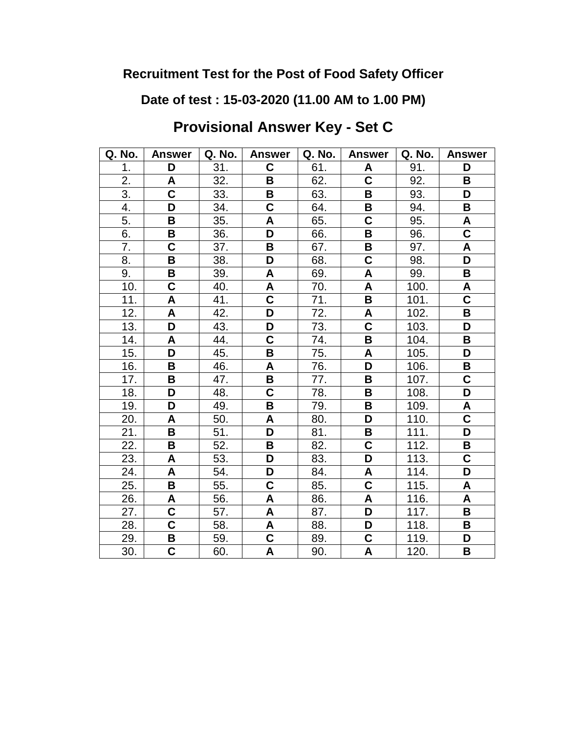## Recruitment Test for the Post of Food Safety Officer

## Date of test : 15-03-2020 (11.00 AM to 1.00 PM)

# Provisional Answer Key - Set C

| Q. No. | Answer | Q. No. | Answer | Q. No. | Answer | Q. No. | Answer |
|---|---|---|---|---|---|---|---|
| 1. | **D** | 31. | **C** | 61. | **A** | 91. | **D** |
| 2. | **A** | 32. | **B** | 62. | **C** | 92. | **B** |
| 3. | **C** | 33. | **B** | 63. | **B** | 93. | **D** |
| 4. | **D** | 34. | **C** | 64. | **B** | 94. | **B** |
| 5. | **B** | 35. | **A** | 65. | **C** | 95. | **A** |
| 6. | **B** | 36. | **D** | 66. | **B** | 96. | **C** |
| 7. | **C** | 37. | **B** | 67. | **B** | 97. | **A** |
| 8. | **B** | 38. | **D** | 68. | **C** | 98. | **D** |
| 9. | **B** | 39. | **A** | 69. | **A** | 99. | **B** |
| 10. | **C** | 40. | **A** | 70. | **A** | 100. | **A** |
| 11. | **A** | 41. | **C** | 71. | **B** | 101. | **C** |
| 12. | **A** | 42. | **D** | 72. | **A** | 102. | **B** |
| 13. | **D** | 43. | **D** | 73. | **C** | 103. | **D** |
| 14. | **A** | 44. | **C** | 74. | **B** | 104. | **B** |
| 15. | **D** | 45. | **B** | 75. | **A** | 105. | **D** |
| 16. | **B** | 46. | **A** | 76. | **D** | 106. | **B** |
| 17. | **B** | 47. | **B** | 77. | **B** | 107. | **C** |
| 18. | **D** | 48. | **C** | 78. | **B** | 108. | **D** |
| 19. | **D** | 49. | **B** | 79. | **B** | 109. | **A** |
| 20. | **A** | 50. | **A** | 80. | **D** | 110. | **C** |
| 21. | **B** | 51. | **D** | 81. | **B** | 111. | **D** |
| 22. | **B** | 52. | **B** | 82. | **C** | 112. | **B** |
| 23. | **A** | 53. | **D** | 83. | **D** | 113. | **C** |
| 24. | **A** | 54. | **D** | 84. | **A** | 114. | **D** |
| 25. | **B** | 55. | **C** | 85. | **C** | 115. | **A** |
| 26. | **A** | 56. | **A** | 86. | **A** | 116. | **A** |
| 27. | **C** | 57. | **A** | 87. | **D** | 117. | **B** |
| 28. | **C** | 58. | **A** | 88. | **D** | 118. | **B** |
| 29. | **B** | 59. | **C** | 89. | **C** | 119. | **D** |
| 30. | **C** | 60. | **A** | 90. | **A** | 120. | **B** |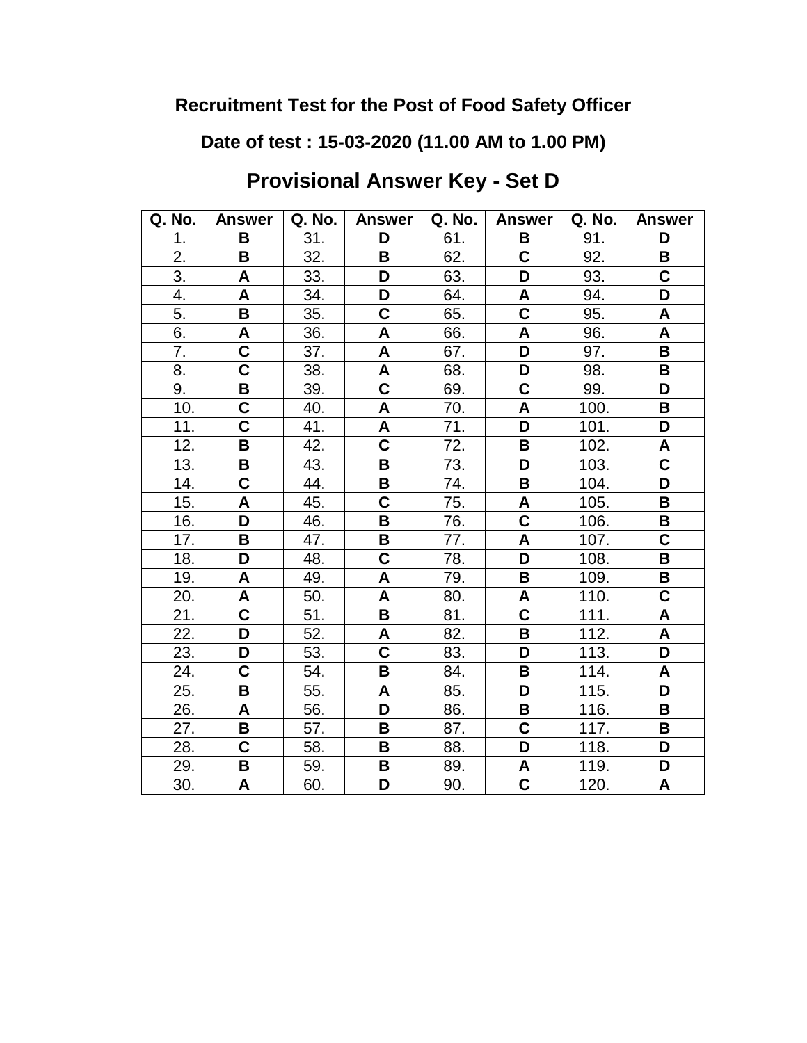**Recruitment Test for the Post of Food Safety Officer**

**Date of test : 15-03-2020 (11.00 AM to 1.00 PM)**

## Provisional Answer Key - Set D

| Q. No. | Answer | Q. No. | Answer | Q. No. | Answer | Q. No. | Answer |
|---|---|---|---|---|---|---|---|
| 1. | B | 31. | D | 61. | B | 91. | D |
| 2. | B | 32. | B | 62. | C | 92. | B |
| 3. | A | 33. | D | 63. | D | 93. | C |
| 4. | A | 34. | D | 64. | A | 94. | D |
| 5. | B | 35. | C | 65. | C | 95. | A |
| 6. | A | 36. | A | 66. | A | 96. | A |
| 7. | C | 37. | A | 67. | D | 97. | B |
| 8. | C | 38. | A | 68. | D | 98. | B |
| 9. | B | 39. | C | 69. | C | 99. | D |
| 10. | C | 40. | A | 70. | A | 100. | B |
| 11. | C | 41. | A | 71. | D | 101. | D |
| 12. | B | 42. | C | 72. | B | 102. | A |
| 13. | B | 43. | B | 73. | D | 103. | C |
| 14. | C | 44. | B | 74. | B | 104. | D |
| 15. | A | 45. | C | 75. | A | 105. | B |
| 16. | D | 46. | B | 76. | C | 106. | B |
| 17. | B | 47. | B | 77. | A | 107. | C |
| 18. | D | 48. | C | 78. | D | 108. | B |
| 19. | A | 49. | A | 79. | B | 109. | B |
| 20. | A | 50. | A | 80. | A | 110. | C |
| 21. | C | 51. | B | 81. | C | 111. | A |
| 22. | D | 52. | A | 82. | B | 112. | A |
| 23. | D | 53. | C | 83. | D | 113. | D |
| 24. | C | 54. | B | 84. | B | 114. | A |
| 25. | B | 55. | A | 85. | D | 115. | D |
| 26. | A | 56. | D | 86. | B | 116. | B |
| 27. | B | 57. | B | 87. | C | 117. | B |
| 28. | C | 58. | B | 88. | D | 118. | D |
| 29. | B | 59. | B | 89. | A | 119. | D |
| 30. | A | 60. | D | 90. | C | 120. | A |